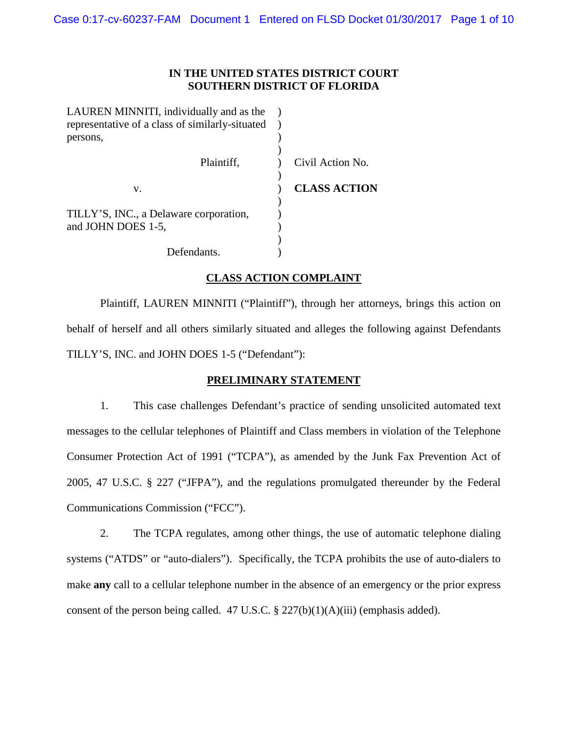**IN THE UNITED STATES DISTRICT COURT**
**SOUTHERN DISTRICT OF FLORIDA**

| | | |
|---|---|---|
| LAUREN MINNITI, individually and as the representative of a class of similarly-situated persons, | ) | |
| Plaintiff, | ) | Civil Action No. |
| v. | ) | **CLASS ACTION** |
| TILLY'S, INC., a Delaware corporation, and JOHN DOES 1-5, | ) | |
| Defendants. | ) | |

## CLASS ACTION COMPLAINT

Plaintiff, LAUREN MINNITI ("Plaintiff"), through her attorneys, brings this action on behalf of herself and all others similarly situated and alleges the following against Defendants TILLY'S, INC. and JOHN DOES 1-5 ("Defendant"):

## PRELIMINARY STATEMENT

1. This case challenges Defendant's practice of sending unsolicited automated text messages to the cellular telephones of Plaintiff and Class members in violation of the Telephone Consumer Protection Act of 1991 ("TCPA"), as amended by the Junk Fax Prevention Act of 2005, 47 U.S.C. § 227 ("JFPA"), and the regulations promulgated thereunder by the Federal Communications Commission ("FCC").

2. The TCPA regulates, among other things, the use of automatic telephone dialing systems ("ATDS" or "auto-dialers"). Specifically, the TCPA prohibits the use of auto-dialers to make **any** call to a cellular telephone number in the absence of an emergency or the prior express consent of the person being called. 47 U.S.C. § 227(b)(1)(A)(iii) (emphasis added).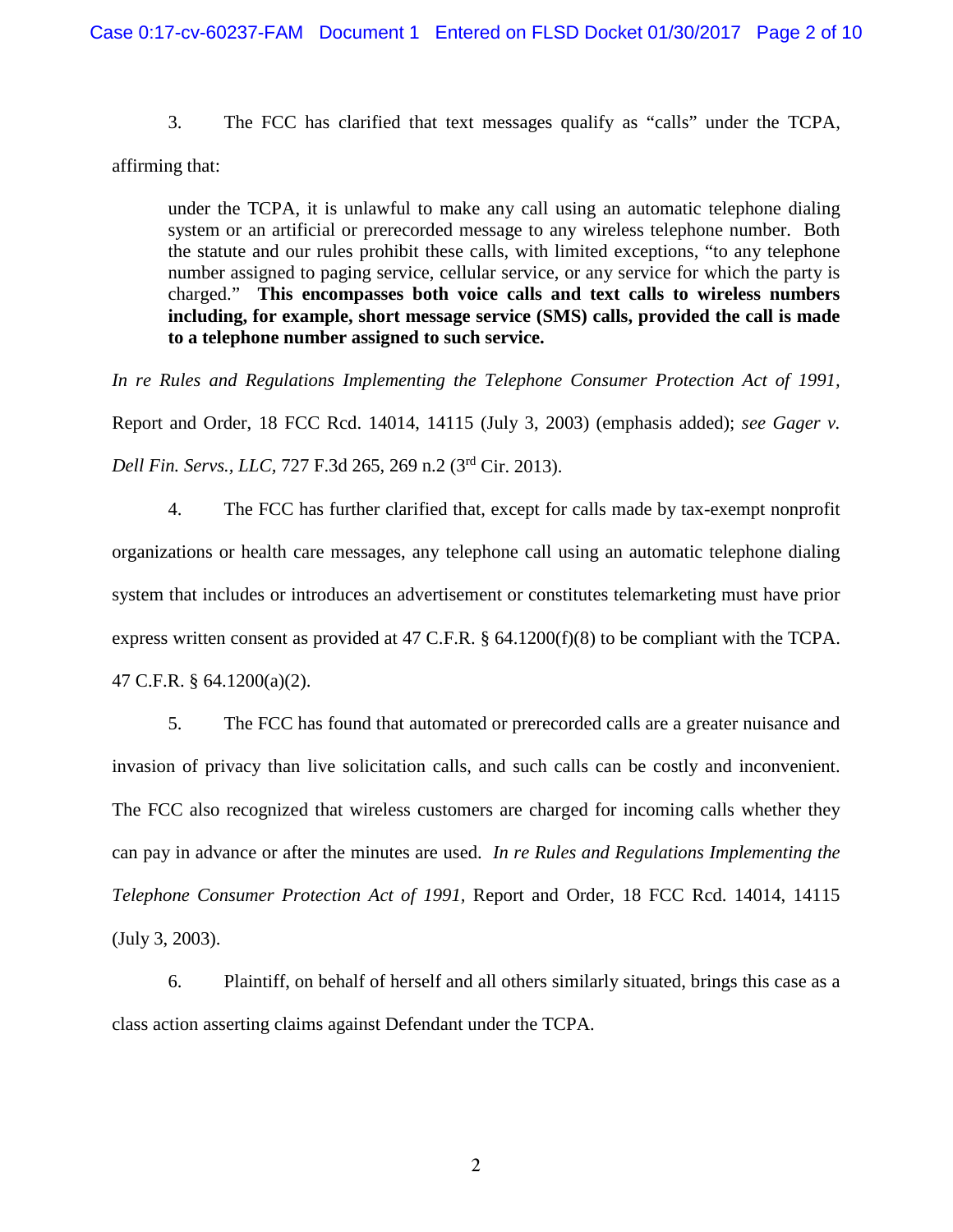3. The FCC has clarified that text messages qualify as "calls" under the TCPA, affirming that:

> under the TCPA, it is unlawful to make any call using an automatic telephone dialing system or an artificial or prerecorded message to any wireless telephone number. Both the statute and our rules prohibit these calls, with limited exceptions, "to any telephone number assigned to paging service, cellular service, or any service for which the party is charged." **This encompasses both voice calls and text calls to wireless numbers including, for example, short message service (SMS) calls, provided the call is made to a telephone number assigned to such service.**

*In re Rules and Regulations Implementing the Telephone Consumer Protection Act of 1991*, Report and Order, 18 FCC Rcd. 14014, 14115 (July 3, 2003) (emphasis added); *see Gager v. Dell Fin. Servs., LLC*, 727 F.3d 265, 269 n.2 (3rd Cir. 2013).

4. The FCC has further clarified that, except for calls made by tax-exempt nonprofit organizations or health care messages, any telephone call using an automatic telephone dialing system that includes or introduces an advertisement or constitutes telemarketing must have prior express written consent as provided at 47 C.F.R. § 64.1200(f)(8) to be compliant with the TCPA. 47 C.F.R. § 64.1200(a)(2).

5. The FCC has found that automated or prerecorded calls are a greater nuisance and invasion of privacy than live solicitation calls, and such calls can be costly and inconvenient. The FCC also recognized that wireless customers are charged for incoming calls whether they can pay in advance or after the minutes are used. *In re Rules and Regulations Implementing the Telephone Consumer Protection Act of 1991*, Report and Order, 18 FCC Rcd. 14014, 14115 (July 3, 2003).

6. Plaintiff, on behalf of herself and all others similarly situated, brings this case as a class action asserting claims against Defendant under the TCPA.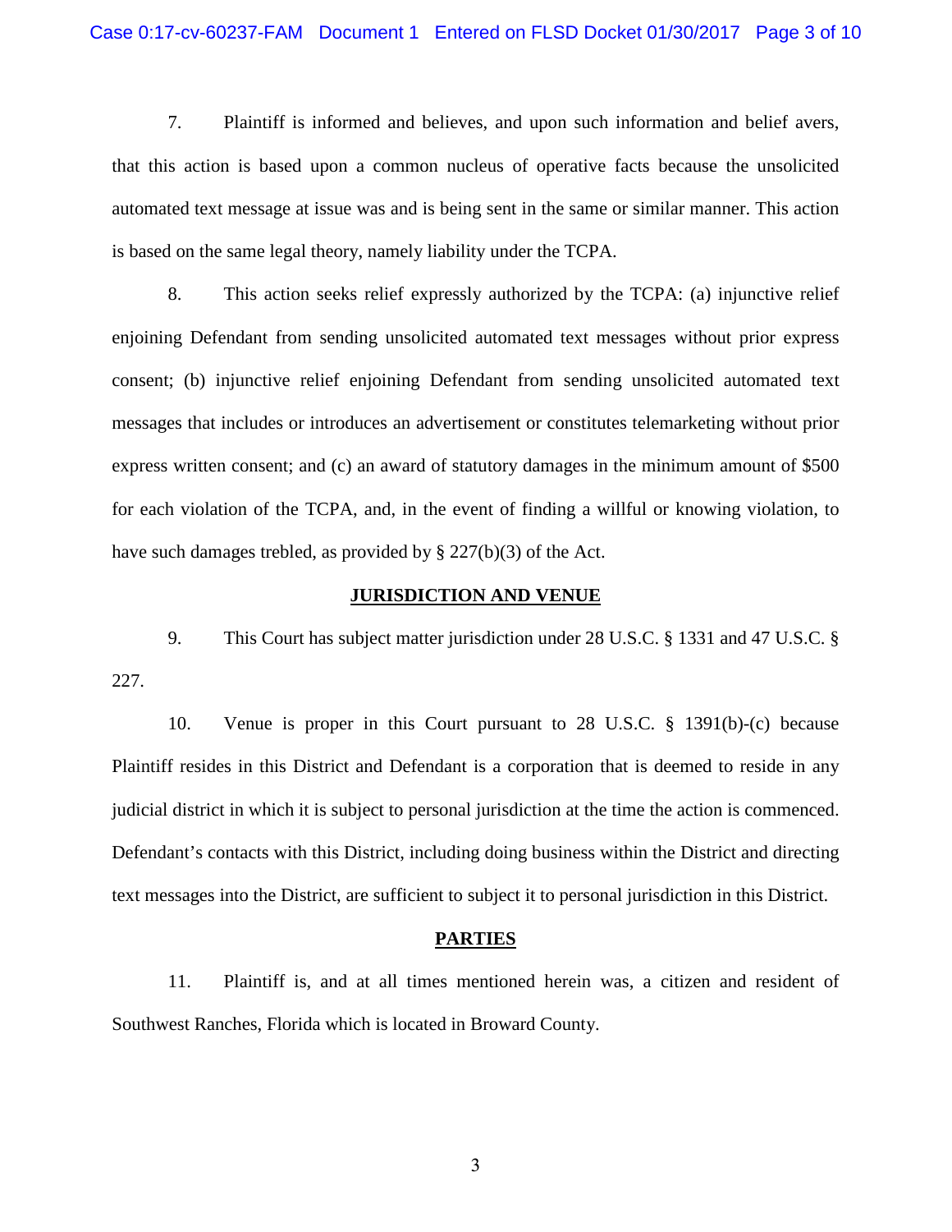7. Plaintiff is informed and believes, and upon such information and belief avers, that this action is based upon a common nucleus of operative facts because the unsolicited automated text message at issue was and is being sent in the same or similar manner. This action is based on the same legal theory, namely liability under the TCPA.

8. This action seeks relief expressly authorized by the TCPA: (a) injunctive relief enjoining Defendant from sending unsolicited automated text messages without prior express consent; (b) injunctive relief enjoining Defendant from sending unsolicited automated text messages that includes or introduces an advertisement or constitutes telemarketing without prior express written consent; and (c) an award of statutory damages in the minimum amount of $500 for each violation of the TCPA, and, in the event of finding a willful or knowing violation, to have such damages trebled, as provided by § 227(b)(3) of the Act.

## JURISDICTION AND VENUE

9. This Court has subject matter jurisdiction under 28 U.S.C. § 1331 and 47 U.S.C. § 227.

10. Venue is proper in this Court pursuant to 28 U.S.C. § 1391(b)-(c) because Plaintiff resides in this District and Defendant is a corporation that is deemed to reside in any judicial district in which it is subject to personal jurisdiction at the time the action is commenced. Defendant's contacts with this District, including doing business within the District and directing text messages into the District, are sufficient to subject it to personal jurisdiction in this District.

## PARTIES

11. Plaintiff is, and at all times mentioned herein was, a citizen and resident of Southwest Ranches, Florida which is located in Broward County.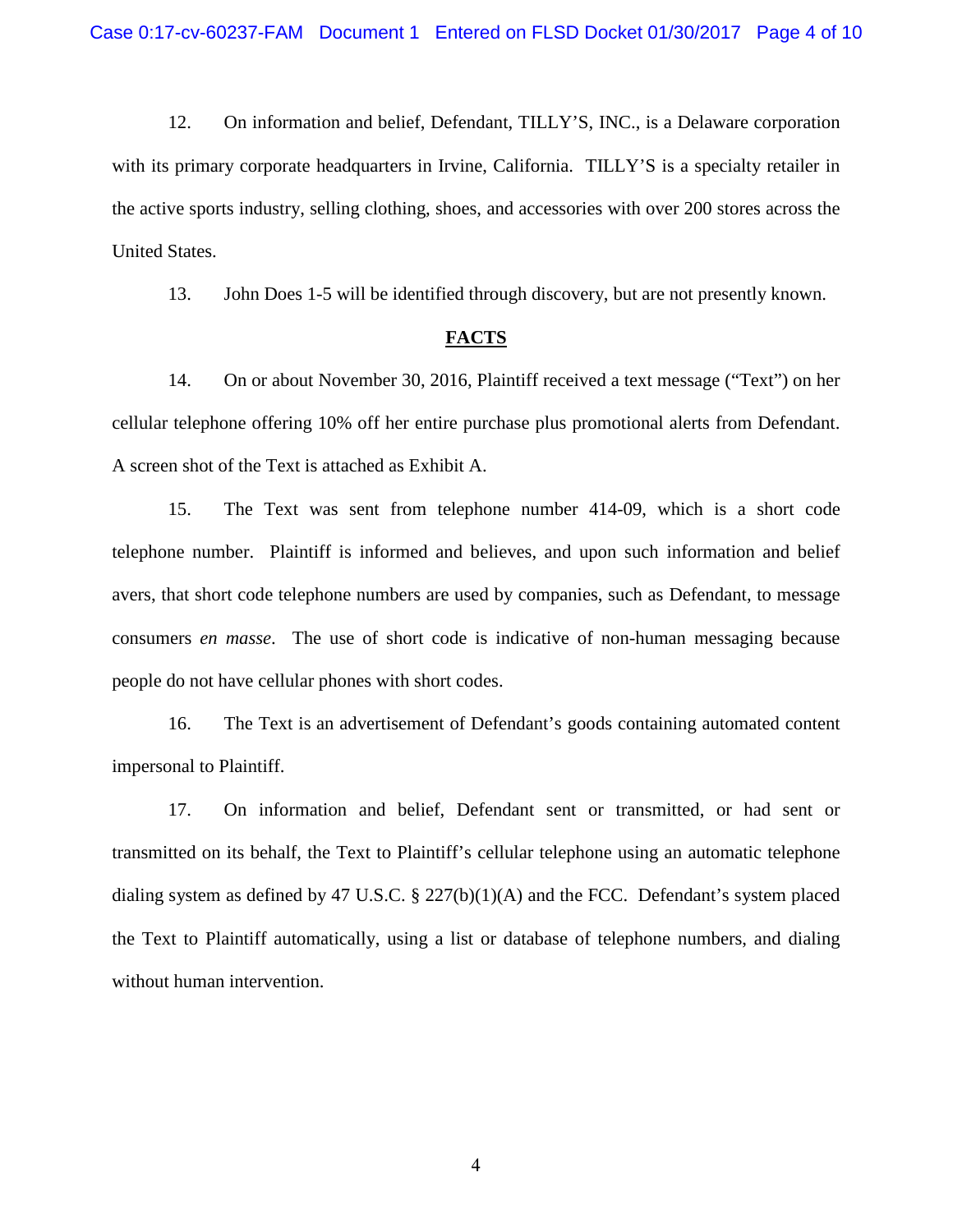12. On information and belief, Defendant, TILLY'S, INC., is a Delaware corporation with its primary corporate headquarters in Irvine, California. TILLY'S is a specialty retailer in the active sports industry, selling clothing, shoes, and accessories with over 200 stores across the United States.

13. John Does 1-5 will be identified through discovery, but are not presently known.

## FACTS

14. On or about November 30, 2016, Plaintiff received a text message ("Text") on her cellular telephone offering 10% off her entire purchase plus promotional alerts from Defendant. A screen shot of the Text is attached as Exhibit A.

15. The Text was sent from telephone number 414-09, which is a short code telephone number. Plaintiff is informed and believes, and upon such information and belief avers, that short code telephone numbers are used by companies, such as Defendant, to message consumers *en masse*. The use of short code is indicative of non-human messaging because people do not have cellular phones with short codes.

16. The Text is an advertisement of Defendant's goods containing automated content impersonal to Plaintiff.

17. On information and belief, Defendant sent or transmitted, or had sent or transmitted on its behalf, the Text to Plaintiff's cellular telephone using an automatic telephone dialing system as defined by 47 U.S.C. § 227(b)(1)(A) and the FCC. Defendant's system placed the Text to Plaintiff automatically, using a list or database of telephone numbers, and dialing without human intervention.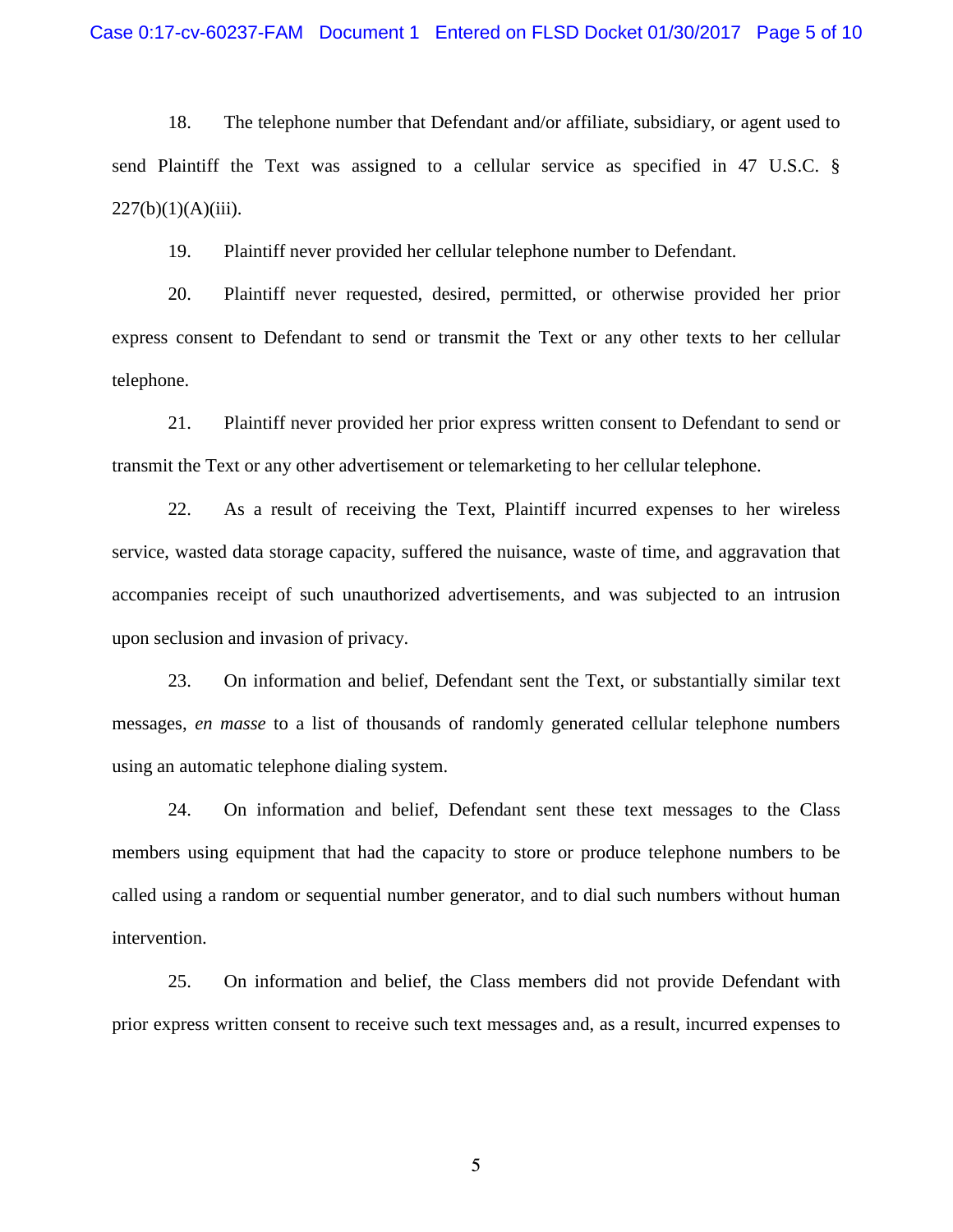18. The telephone number that Defendant and/or affiliate, subsidiary, or agent used to send Plaintiff the Text was assigned to a cellular service as specified in 47 U.S.C. § 227(b)(1)(A)(iii).

19. Plaintiff never provided her cellular telephone number to Defendant.

20. Plaintiff never requested, desired, permitted, or otherwise provided her prior express consent to Defendant to send or transmit the Text or any other texts to her cellular telephone.

21. Plaintiff never provided her prior express written consent to Defendant to send or transmit the Text or any other advertisement or telemarketing to her cellular telephone.

22. As a result of receiving the Text, Plaintiff incurred expenses to her wireless service, wasted data storage capacity, suffered the nuisance, waste of time, and aggravation that accompanies receipt of such unauthorized advertisements, and was subjected to an intrusion upon seclusion and invasion of privacy.

23. On information and belief, Defendant sent the Text, or substantially similar text messages, *en masse* to a list of thousands of randomly generated cellular telephone numbers using an automatic telephone dialing system.

24. On information and belief, Defendant sent these text messages to the Class members using equipment that had the capacity to store or produce telephone numbers to be called using a random or sequential number generator, and to dial such numbers without human intervention.

25. On information and belief, the Class members did not provide Defendant with prior express written consent to receive such text messages and, as a result, incurred expenses to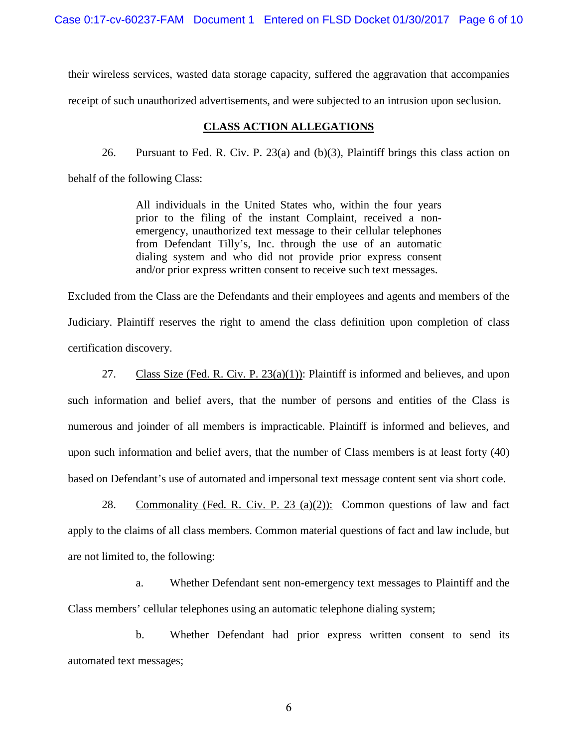their wireless services, wasted data storage capacity, suffered the aggravation that accompanies receipt of such unauthorized advertisements, and were subjected to an intrusion upon seclusion.

## CLASS ACTION ALLEGATIONS

26. Pursuant to Fed. R. Civ. P. 23(a) and (b)(3), Plaintiff brings this class action on behalf of the following Class:

> All individuals in the United States who, within the four years prior to the filing of the instant Complaint, received a non-emergency, unauthorized text message to their cellular telephones from Defendant Tilly's, Inc. through the use of an automatic dialing system and who did not provide prior express consent and/or prior express written consent to receive such text messages.

Excluded from the Class are the Defendants and their employees and agents and members of the Judiciary. Plaintiff reserves the right to amend the class definition upon completion of class certification discovery.

27. Class Size (Fed. R. Civ. P. 23(a)(1)): Plaintiff is informed and believes, and upon such information and belief avers, that the number of persons and entities of the Class is numerous and joinder of all members is impracticable. Plaintiff is informed and believes, and upon such information and belief avers, that the number of Class members is at least forty (40) based on Defendant's use of automated and impersonal text message content sent via short code.

28. Commonality (Fed. R. Civ. P. 23 (a)(2)): Common questions of law and fact apply to the claims of all class members. Common material questions of fact and law include, but are not limited to, the following:

a. Whether Defendant sent non-emergency text messages to Plaintiff and the Class members' cellular telephones using an automatic telephone dialing system;

b. Whether Defendant had prior express written consent to send its automated text messages;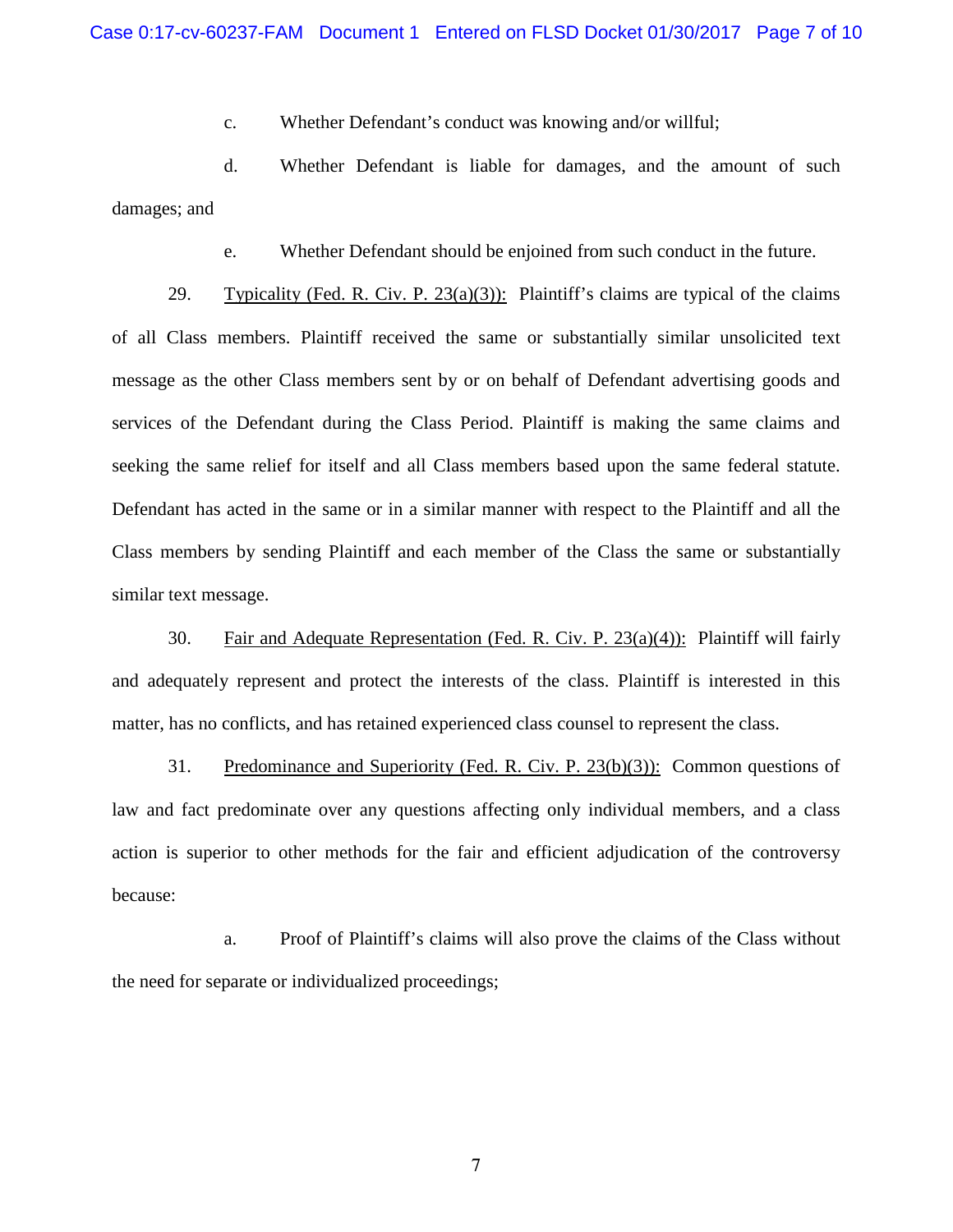c. Whether Defendant's conduct was knowing and/or willful;

d. Whether Defendant is liable for damages, and the amount of such damages; and

e. Whether Defendant should be enjoined from such conduct in the future.

29. Typicality (Fed. R. Civ. P. 23(a)(3)): Plaintiff's claims are typical of the claims of all Class members. Plaintiff received the same or substantially similar unsolicited text message as the other Class members sent by or on behalf of Defendant advertising goods and services of the Defendant during the Class Period. Plaintiff is making the same claims and seeking the same relief for itself and all Class members based upon the same federal statute. Defendant has acted in the same or in a similar manner with respect to the Plaintiff and all the Class members by sending Plaintiff and each member of the Class the same or substantially similar text message.

30. Fair and Adequate Representation (Fed. R. Civ. P. 23(a)(4)): Plaintiff will fairly and adequately represent and protect the interests of the class. Plaintiff is interested in this matter, has no conflicts, and has retained experienced class counsel to represent the class.

31. Predominance and Superiority (Fed. R. Civ. P. 23(b)(3)): Common questions of law and fact predominate over any questions affecting only individual members, and a class action is superior to other methods for the fair and efficient adjudication of the controversy because:

a. Proof of Plaintiff's claims will also prove the claims of the Class without the need for separate or individualized proceedings;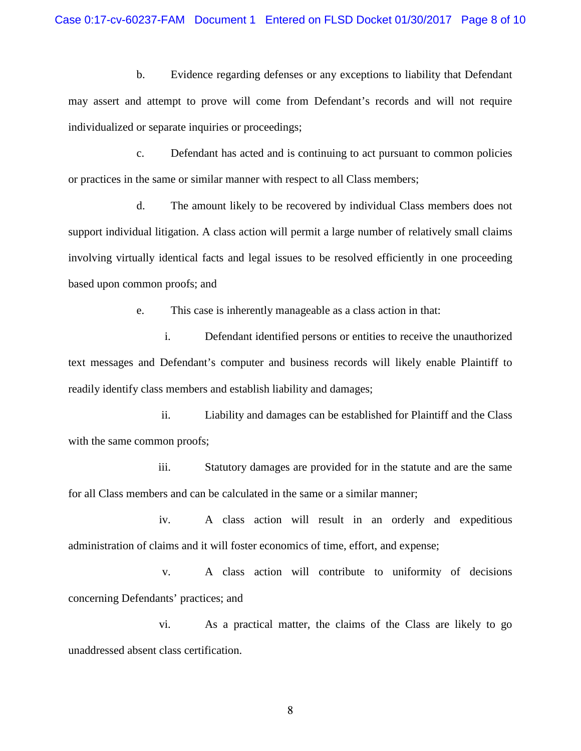b. Evidence regarding defenses or any exceptions to liability that Defendant may assert and attempt to prove will come from Defendant's records and will not require individualized or separate inquiries or proceedings;

c. Defendant has acted and is continuing to act pursuant to common policies or practices in the same or similar manner with respect to all Class members;

d. The amount likely to be recovered by individual Class members does not support individual litigation. A class action will permit a large number of relatively small claims involving virtually identical facts and legal issues to be resolved efficiently in one proceeding based upon common proofs; and

e. This case is inherently manageable as a class action in that:

i. Defendant identified persons or entities to receive the unauthorized text messages and Defendant's computer and business records will likely enable Plaintiff to readily identify class members and establish liability and damages;

ii. Liability and damages can be established for Plaintiff and the Class with the same common proofs;

iii. Statutory damages are provided for in the statute and are the same for all Class members and can be calculated in the same or a similar manner;

iv. A class action will result in an orderly and expeditious administration of claims and it will foster economics of time, effort, and expense;

v. A class action will contribute to uniformity of decisions concerning Defendants' practices; and

vi. As a practical matter, the claims of the Class are likely to go unaddressed absent class certification.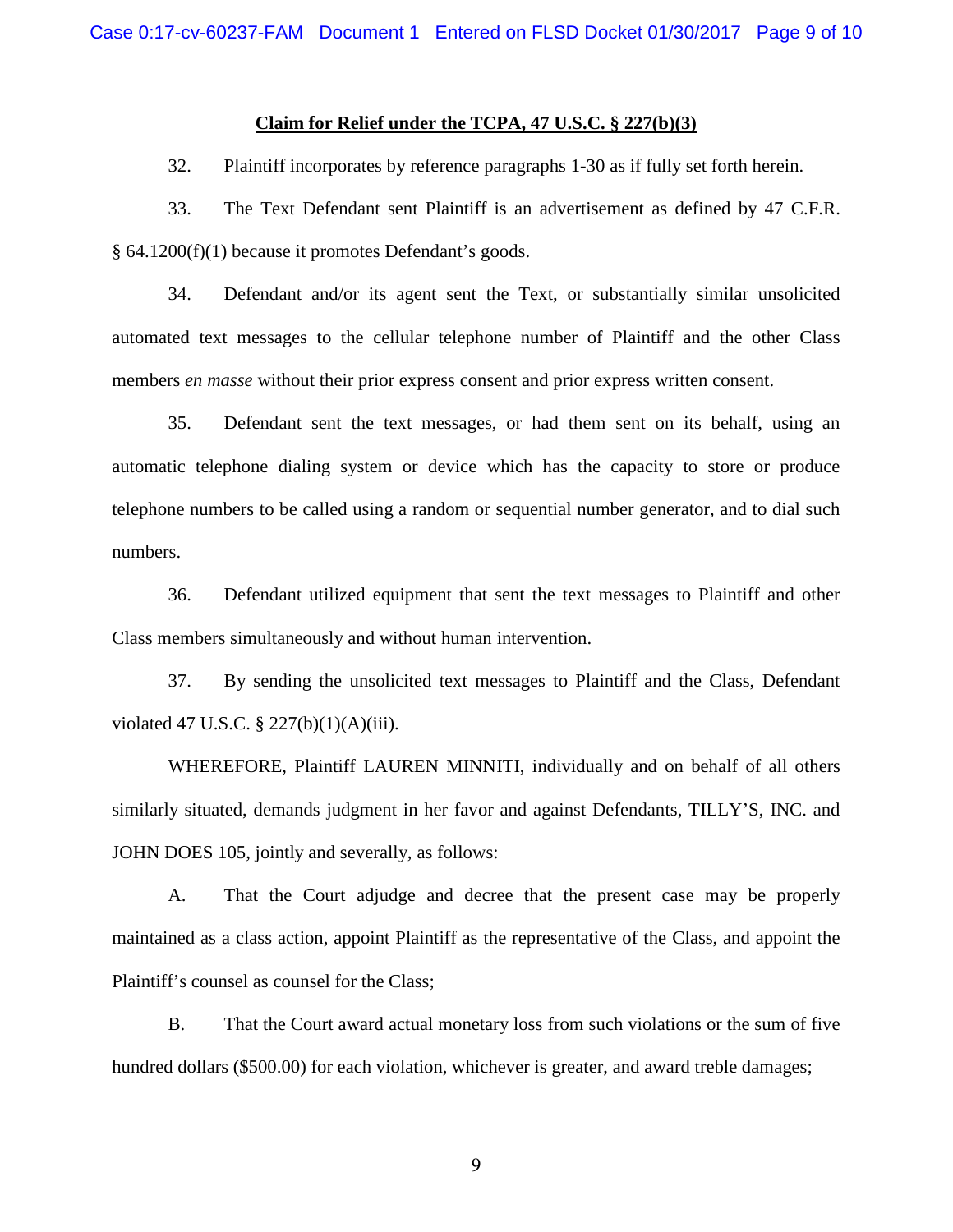**Claim for Relief under the TCPA, 47 U.S.C. § 227(b)(3)**

32. Plaintiff incorporates by reference paragraphs 1-30 as if fully set forth herein.

33. The Text Defendant sent Plaintiff is an advertisement as defined by 47 C.F.R. § 64.1200(f)(1) because it promotes Defendant's goods.

34. Defendant and/or its agent sent the Text, or substantially similar unsolicited automated text messages to the cellular telephone number of Plaintiff and the other Class members *en masse* without their prior express consent and prior express written consent.

35. Defendant sent the text messages, or had them sent on its behalf, using an automatic telephone dialing system or device which has the capacity to store or produce telephone numbers to be called using a random or sequential number generator, and to dial such numbers.

36. Defendant utilized equipment that sent the text messages to Plaintiff and other Class members simultaneously and without human intervention.

37. By sending the unsolicited text messages to Plaintiff and the Class, Defendant violated 47 U.S.C. § 227(b)(1)(A)(iii).

WHEREFORE, Plaintiff LAUREN MINNITI, individually and on behalf of all others similarly situated, demands judgment in her favor and against Defendants, TILLY'S, INC. and JOHN DOES 105, jointly and severally, as follows:

A. That the Court adjudge and decree that the present case may be properly maintained as a class action, appoint Plaintiff as the representative of the Class, and appoint the Plaintiff's counsel as counsel for the Class;

B. That the Court award actual monetary loss from such violations or the sum of five hundred dollars ($500.00) for each violation, whichever is greater, and award treble damages;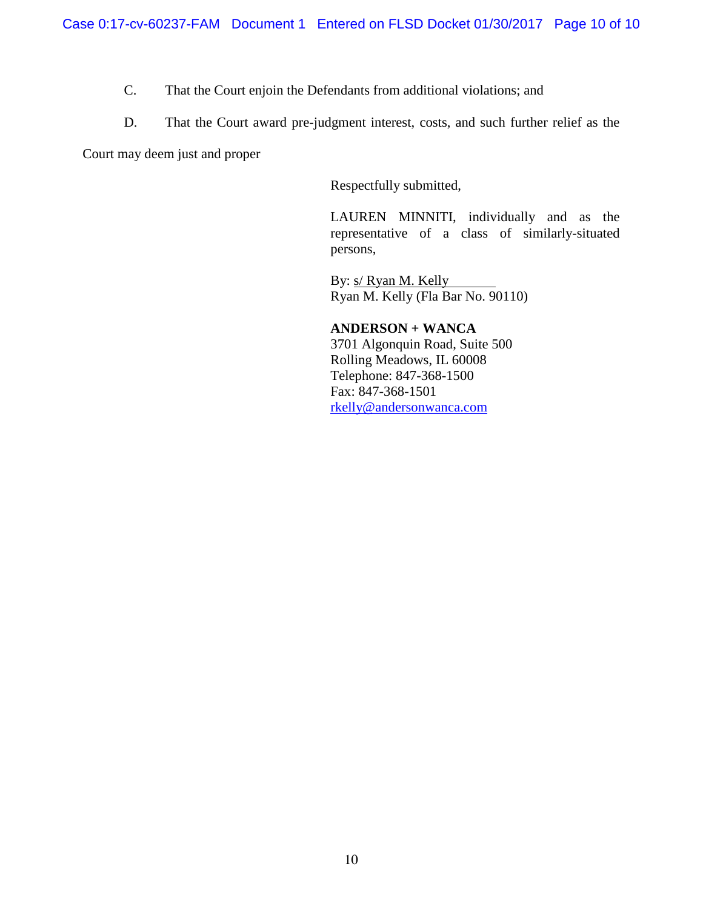C. That the Court enjoin the Defendants from additional violations; and

D. That the Court award pre-judgment interest, costs, and such further relief as the Court may deem just and proper

Respectfully submitted,

LAUREN MINNITI, individually and as the representative of a class of similarly-situated persons,

By: s/ Ryan M. Kelly
Ryan M. Kelly (Fla Bar No. 90110)

**ANDERSON + WANCA**
3701 Algonquin Road, Suite 500
Rolling Meadows, IL 60008
Telephone: 847-368-1500
Fax: 847-368-1501
rkelly@andersonwanca.com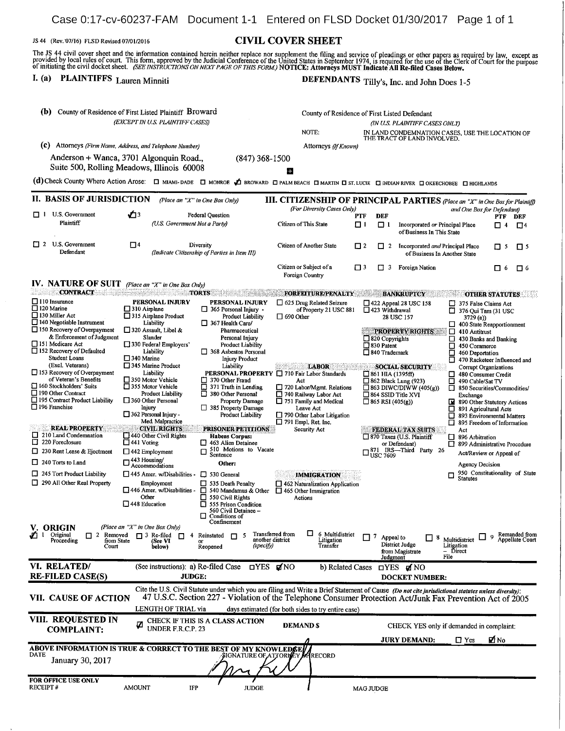JS 44 (Rev. 07/16) FLSD Revised 07/01/2016

# CIVIL COVER SHEET

The JS 44 civil cover sheet and the information contained herein neither replace nor supplement the filing and service of pleadings or other papers as required by law, except as provided by local rules of court. This form, approved by the Judicial Conference of the United States in September 1974, is required for the use of the Clerk of Court for the purpose of initiating the civil docket sheet. *(SEE INSTRUCTIONS ON NEXT PAGE OF THIS FORM.)* **NOTICE: Attorneys MUST Indicate All Re-filed Cases Below.**

## I. (a) PLAINTIFFS Lauren Minniti

**DEFENDANTS** Tilly's, Inc. and John Does 1-5

**(b)** County of Residence of First Listed Plaintiff Broward
*(EXCEPT IN U.S. PLAINTIFF CASES)*

County of Residence of First Listed Defendant
*(IN U.S. PLAINTIFF CASES ONLY)*

NOTE: IN LAND CONDEMNATION CASES, USE THE LOCATION OF THE TRACT OF LAND INVOLVED.

**(c)** Attorneys *(Firm Name, Address, and Telephone Number)*

Anderson + Wanca, 3701 Algonquin Road., Suite 500, Rolling Meadows, Illinois 60008 (847) 368-1500

Attorneys *(If Known)*

**(d)** Check County Where Action Arose: ☐ MIAMI-DADE ☐ MONROE ☑ BROWARD ☐ PALM BEACH ☐ MARTIN ☐ ST. LUCIE ☐ INDIAN RIVER ☐ OKEECHOBEE ☐ HIGHLANDS

## II. BASIS OF JURISDICTION *(Place an "X" in One Box Only)*

- ☐ 1 U.S. Government Plaintiff
- ☑ 3 Federal Question *(U.S. Government Not a Party)*
- ☐ 2 U.S. Government Defendant
- ☐ 4 Diversity *(Indicate Citizenship of Parties in Item III)*

## III. CITIZENSHIP OF PRINCIPAL PARTIES *(Place an "X" in One Box for Plaintiff and One Box for Defendant)* *(For Diversity Cases Only)*

| | PTF | DEF | | PTF | DEF |
|---|---|---|---|---|---|
| Citizen of This State | ☐ 1 | ☐ 1 | Incorporated *or* Principal Place of Business In This State | ☐ 4 | ☐ 4 |
| Citizen of Another State | ☐ 2 | ☐ 2 | Incorporated *and* Principal Place of Business In Another State | ☐ 5 | ☐ 5 |
| Citizen or Subject of a Foreign Country | ☐ 3 | ☐ 3 | Foreign Nation | ☐ 6 | ☐ 6 |

## IV. NATURE OF SUIT *(Place an "X" in One Box Only)*

**CONTRACT**
- ☐ 110 Insurance
- ☐ 120 Marine
- ☐ 130 Miller Act
- ☐ 140 Negotiable Instrument
- ☐ 150 Recovery of Overpayment & Enforcement of Judgment
- ☐ 151 Medicare Act
- ☐ 152 Recovery of Defaulted Student Loans (Excl. Veterans)
- ☐ 153 Recovery of Overpayment of Veteran's Benefits
- ☐ 160 Stockholders' Suits
- ☐ 190 Other Contract
- ☐ 195 Contract Product Liability
- ☐ 196 Franchise

**REAL PROPERTY**
- ☐ 210 Land Condemnation
- ☐ 220 Foreclosure
- ☐ 230 Rent Lease & Ejectment
- ☐ 240 Torts to Land
- ☐ 245 Tort Product Liability
- ☐ 290 All Other Real Property

**TORTS**

PERSONAL INJURY
- ☐ 310 Airplane
- ☐ 315 Airplane Product Liability
- ☐ 320 Assault, Libel & Slander
- ☐ 330 Federal Employers' Liability
- ☐ 340 Marine
- ☐ 345 Marine Product Liability
- ☐ 350 Motor Vehicle
- ☐ 355 Motor Vehicle Product Liability
- ☐ 360 Other Personal Injury
- ☐ 362 Personal Injury - Med. Malpractice

PERSONAL INJURY
- ☐ 365 Personal Injury - Product Liability
- ☐ 367 Health Care/ Pharmaceutical Personal Injury Product Liability
- ☐ 368 Asbestos Personal Injury Product Liability

PERSONAL PROPERTY
- ☐ 370 Other Fraud
- ☐ 371 Truth in Lending
- ☐ 380 Other Personal Property Damage
- ☐ 385 Property Damage Product Liability

**CIVIL RIGHTS**
- ☐ 440 Other Civil Rights
- ☐ 441 Voting
- ☐ 442 Employment
- ☐ 443 Housing/ Accommodations
- ☐ 445 Amer. w/Disabilities - Employment
- ☐ 446 Amer. w/Disabilities - Other
- ☐ 448 Education

**PRISONER PETITIONS**

Habeas Corpus:
- ☐ 463 Alien Detainee
- ☐ 510 Motions to Vacate Sentence

Other:
- ☐ 530 General
- ☐ 535 Death Penalty
- ☐ 540 Mandamus & Other
- ☐ 550 Civil Rights
- ☐ 555 Prison Condition
- 560 Civil Detainee – Conditions of Confinement

**FORFEITURE/PENALTY**
- ☐ 625 Drug Related Seizure of Property 21 USC 881
- ☐ 690 Other

**LABOR**
- ☐ 710 Fair Labor Standards Act
- ☐ 720 Labor/Mgmt. Relations
- ☐ 740 Railway Labor Act
- ☐ 751 Family and Medical Leave Act
- ☐ 790 Other Labor Litigation
- ☐ 791 Empl. Ret. Inc. Security Act

**IMMIGRATION**
- ☐ 462 Naturalization Application
- ☐ 465 Other Immigration Actions

**BANKRUPTCY**
- ☐ 422 Appeal 28 USC 158
- ☐ 423 Withdrawal 28 USC 157

**PROPERTY RIGHTS**
- ☐ 820 Copyrights
- ☐ 830 Patent
- ☐ 840 Trademark

**SOCIAL SECURITY**
- ☐ 861 HIA (1395ff)
- ☐ 862 Black Lung (923)
- ☐ 863 DIWC/DIWW (405(g))
- ☐ 864 SSID Title XVI
- ☐ 865 RSI (405(g))

**FEDERAL TAX SUITS**
- ☐ 870 Taxes (U.S. Plaintiff or Defendant)
- ☐ 871 IRS—Third Party 26 USC 7609

**OTHER STATUTES**
- ☐ 375 False Claims Act
- ☐ 376 Qui Tam (31 USC 3729 (a))
- ☐ 400 State Reapportionment
- ☐ 410 Antitrust
- ☐ 430 Banks and Banking
- ☐ 450 Commerce
- ☐ 460 Deportation
- ☐ 470 Racketeer Influenced and Corrupt Organizations
- ☐ 480 Consumer Credit
- ☐ 490 Cable/Sat TV
- ☐ 850 Securities/Commodities/ Exchange
- ☒ 890 Other Statutory Actions
- ☐ 891 Agricultural Acts
- ☐ 893 Environmental Matters
- ☐ 895 Freedom of Information Act
- ☐ 896 Arbitration
- ☐ 899 Administrative Procedure Act/Review or Appeal of Agency Decision
- ☐ 950 Constitutionality of State Statutes

## V. ORIGIN *(Place an "X" in One Box Only)*

☑ 1 Original Proceeding ☐ 2 Removed from State Court ☐ 3 Re-filed (See VI below) ☐ 4 Reinstated or Reopened ☐ 5 Transferred from another district *(specify)* ☐ 6 Multidistrict Litigation Transfer ☐ 7 Appeal to District Judge from Magistrate Judgment ☐ 8 Multidistrict Litigation – Direct File ☐ 9 Remanded from Appellate Court

## VI. RELATED/ RE-FILED CASE(S)

(See instructions): a) Re-filed Case ☐YES ☑NO b) Related Cases ☐YES ☑NO

JUDGE: DOCKET NUMBER:

## VII. CAUSE OF ACTION

Cite the U.S. Civil Statute under which you are filing and Write a Brief Statement of Cause *(Do not cite jurisdictional statutes unless diversity)*:

47 U.S.C. Section 227 - Violation of the Telephone Consumer Protection Act/Junk Fax Prevention Act of 2005

LENGTH OF TRIAL via days estimated (for both sides to try entire case)

## VIII. REQUESTED IN COMPLAINT:

☑ CHECK IF THIS IS A CLASS ACTION UNDER F.R.C.P. 23

DEMAND $

CHECK YES only if demanded in complaint:

JURY DEMAND: ☐ Yes ☑ No

ABOVE INFORMATION IS TRUE & CORRECT TO THE BEST OF MY KNOWLEDGE

DATE January 30, 2017

SIGNATURE OF ATTORNEY OF RECORD

FOR OFFICE USE ONLY

RECEIPT # AMOUNT IFP JUDGE MAG JUDGE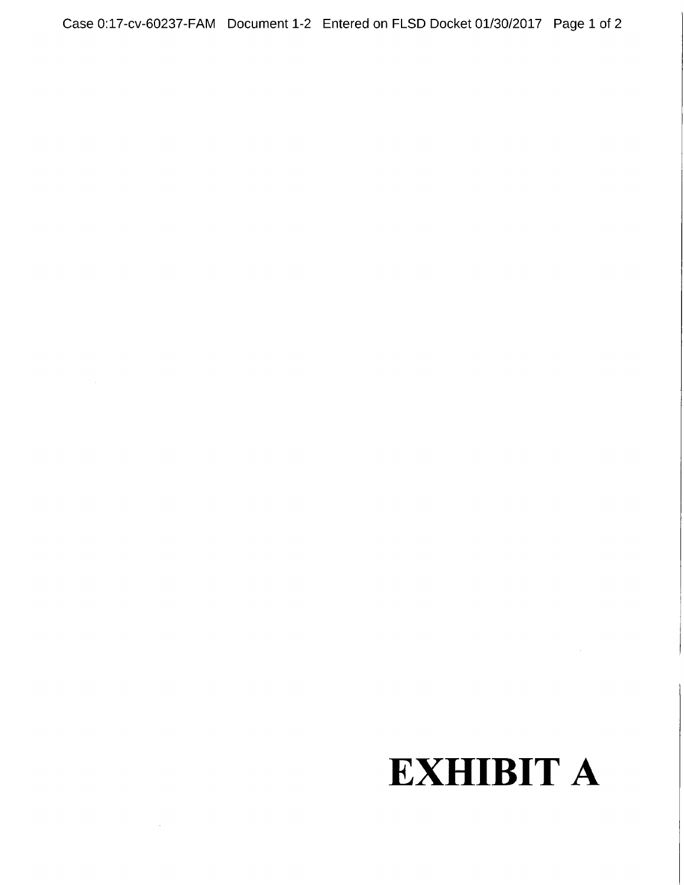# EXHIBIT A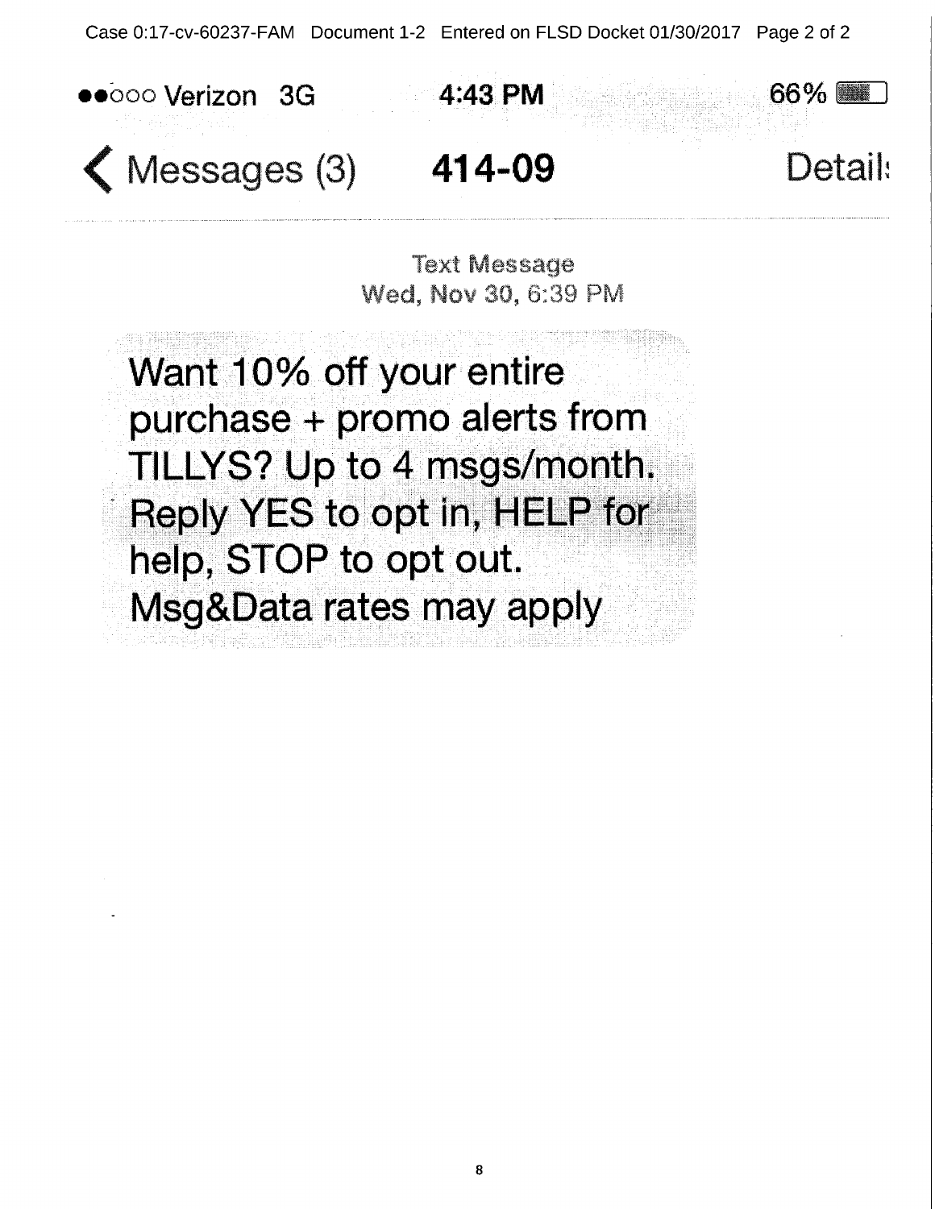●●○○○ Verizon 3G 4:43 PM 66%

< Messages (3) 414-09 Details

Text Message
Wed, Nov 30, 6:39 PM

Want 10% off your entire purchase + promo alerts from TILLYS? Up to 4 msgs/month. Reply YES to opt in, HELP for help, STOP to opt out. Msg&Data rates may apply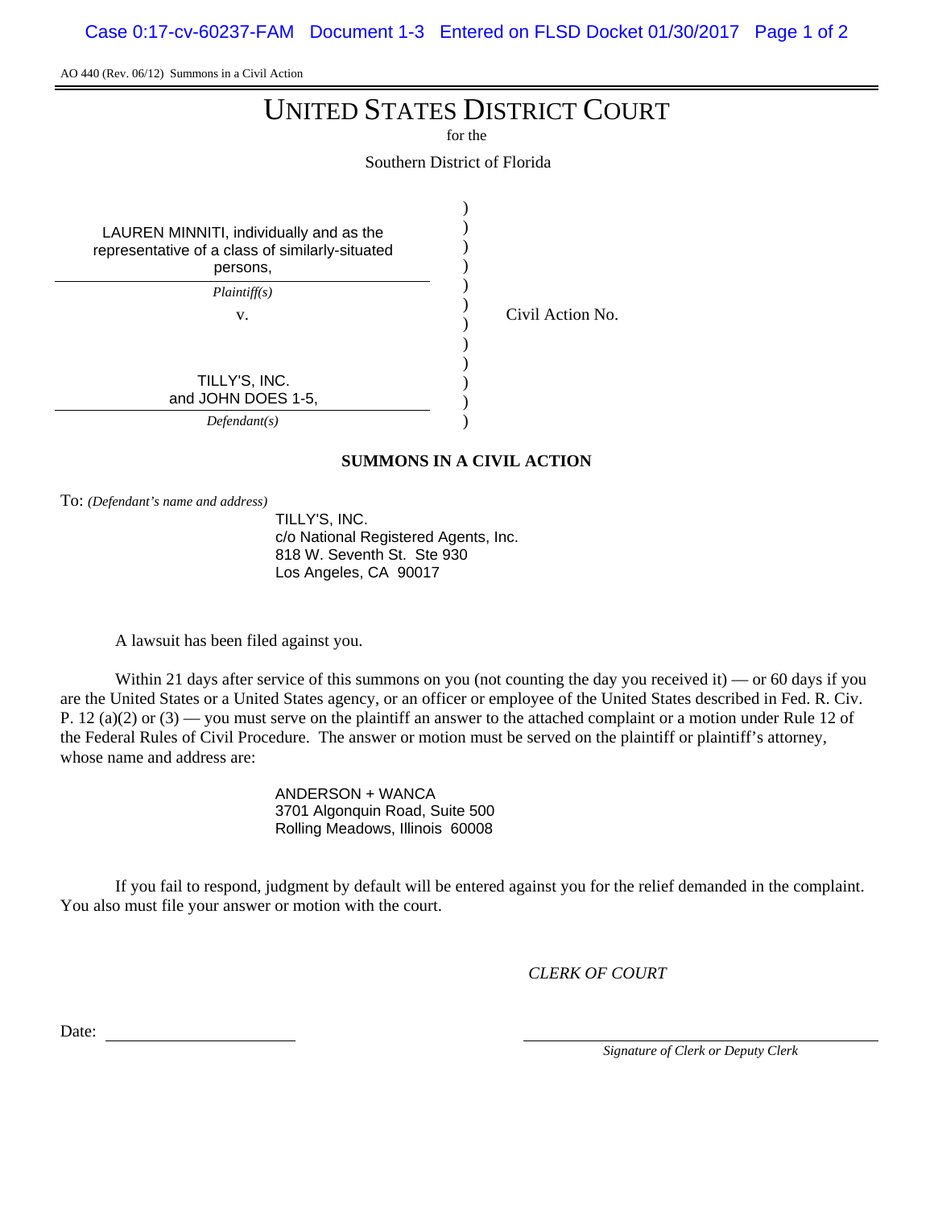AO 440 (Rev. 06/12) Summons in a Civil Action

# UNITED STATES DISTRICT COURT

for the

Southern District of Florida

| | | |
|---|---|---|
| LAUREN MINNITI, individually and as the representative of a class of similarly-situated persons, *Plaintiff(s)* | ) | |
| v. | ) | Civil Action No. |
| TILLY'S, INC. and JOHN DOES 1-5, *Defendant(s)* | ) | |

**SUMMONS IN A CIVIL ACTION**

To: *(Defendant's name and address)*

TILLY'S, INC.
c/o National Registered Agents, Inc.
818 W. Seventh St. Ste 930
Los Angeles, CA 90017

A lawsuit has been filed against you.

Within 21 days after service of this summons on you (not counting the day you received it) — or 60 days if you are the United States or a United States agency, or an officer or employee of the United States described in Fed. R. Civ. P. 12 (a)(2) or (3) — you must serve on the plaintiff an answer to the attached complaint or a motion under Rule 12 of the Federal Rules of Civil Procedure. The answer or motion must be served on the plaintiff or plaintiff's attorney, whose name and address are:

ANDERSON + WANCA
3701 Algonquin Road, Suite 500
Rolling Meadows, Illinois 60008

If you fail to respond, judgment by default will be entered against you for the relief demanded in the complaint. You also must file your answer or motion with the court.

*CLERK OF COURT*

Date: ______________________

______________________
*Signature of Clerk or Deputy Clerk*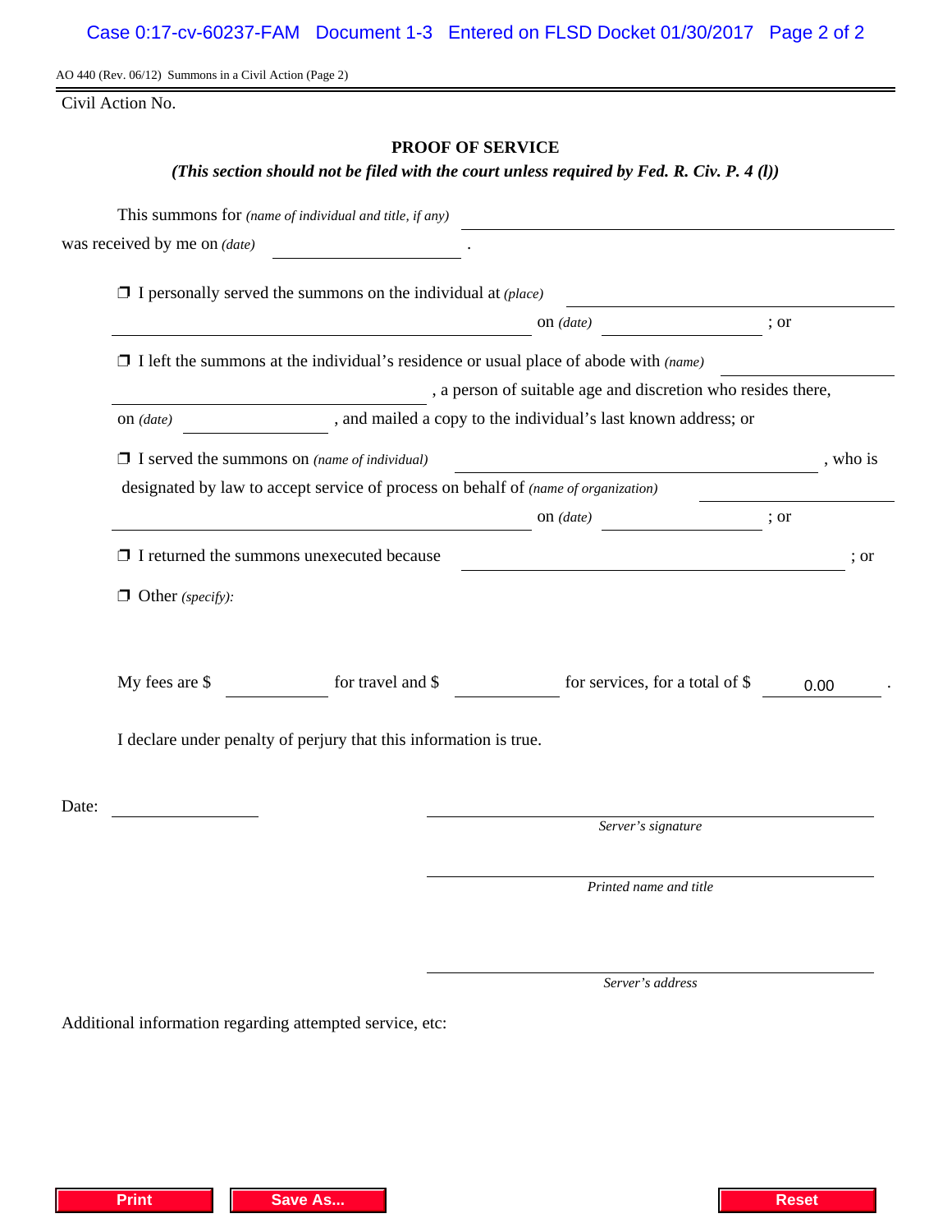AO 440 (Rev. 06/12) Summons in a Civil Action (Page 2)

Civil Action No.

## PROOF OF SERVICE

***(This section should not be filed with the court unless required by Fed. R. Civ. P. 4 (l))***

This summons for *(name of individual and title, if any)* ______________________________

was received by me on *(date)* ______________ .

❒ I personally served the summons on the individual at *(place)* ______________________________ on *(date)* ______________ ; or

❒ I left the summons at the individual's residence or usual place of abode with *(name)* ______________________________ , a person of suitable age and discretion who resides there, on *(date)* ______________ , and mailed a copy to the individual's last known address; or

❒ I served the summons on *(name of individual)* ______________________________ , who is designated by law to accept service of process on behalf of *(name of organization)* ______________________________ on *(date)* ______________ ; or

❒ I returned the summons unexecuted because ______________________________ ; or

❒ Other *(specify)*:

My fees are $ __________ for travel and $ __________ for services, for a total of $ 0.00 .

I declare under penalty of perjury that this information is true.

Date: ______________

______________________________
*Server's signature*

______________________________
*Printed name and title*

______________________________
*Server's address*

Additional information regarding attempted service, etc:

Print | Save As... | Reset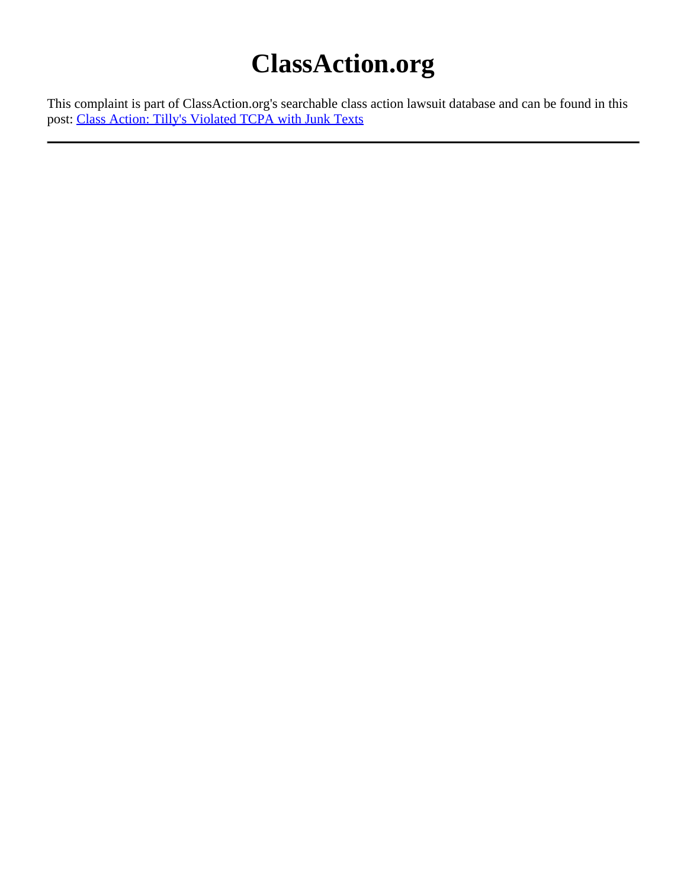# ClassAction.org

This complaint is part of ClassAction.org's searchable class action lawsuit database and can be found in this post: [Class Action: Tilly's Violated TCPA with Junk Texts](https://www.classaction.org/news/class-action-tillys-violated-tcpa-with-junk-texts)

---